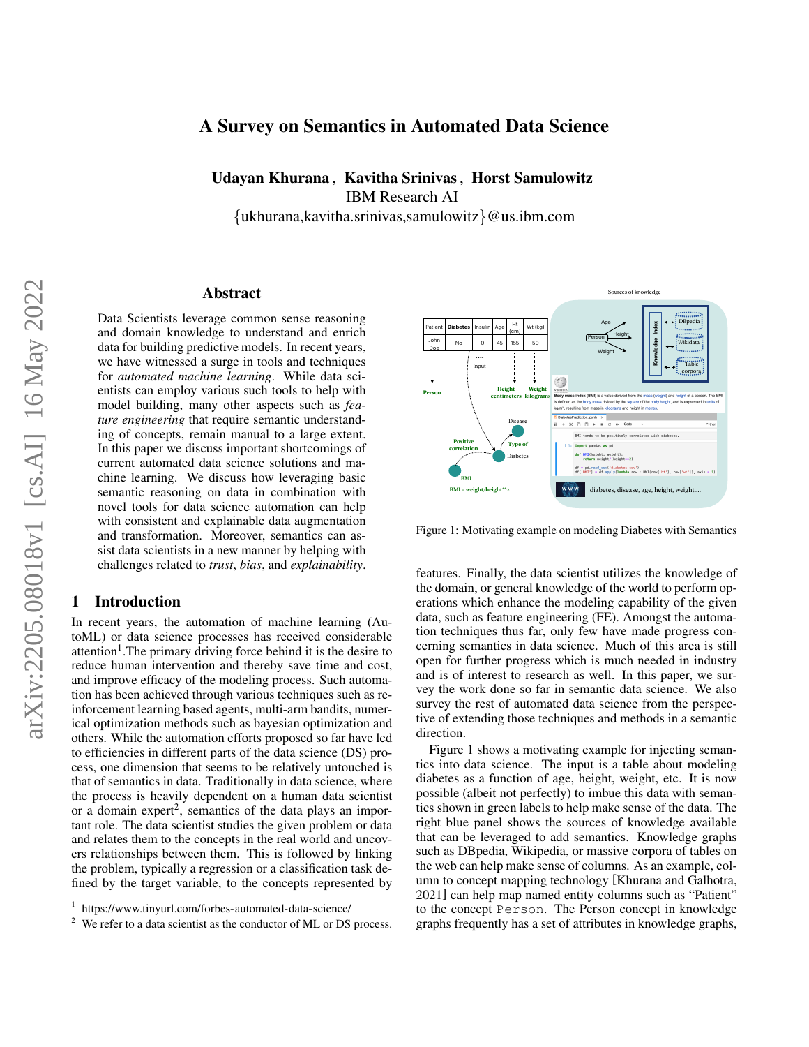# A Survey on Semantics in Automated Data Science

**Udayan Khurana , Kavitha Srinivas , Horst Samulowitz**
IBM Research AI
{ukhurana,kavitha.srinivas,samulowitz}@us.ibm.com

## Abstract

Data Scientists leverage common sense reasoning and domain knowledge to understand and enrich data for building predictive models. In recent years, we have witnessed a surge in tools and techniques for *automated machine learning*. While data scientists can employ various such tools to help with model building, many other aspects such as *feature engineering* that require semantic understanding of concepts, remain manual to a large extent. In this paper we discuss important shortcomings of current automated data science solutions and machine learning. We discuss how leveraging basic semantic reasoning on data in combination with novel tools for data science automation can help with consistent and explainable data augmentation and transformation. Moreover, semantics can assist data scientists in a new manner by helping with challenges related to *trust*, *bias*, and *explainability*.

## 1 Introduction

In recent years, the automation of machine learning (AutoML) or data science processes has received considerable attention[1].The primary driving force behind it is the desire to reduce human intervention and thereby save time and cost, and improve efficacy of the modeling process. Such automation has been achieved through various techniques such as reinforcement learning based agents, multi-arm bandits, numerical optimization methods such as bayesian optimization and others. While the automation efforts proposed so far have led to efficiencies in different parts of the data science (DS) process, one dimension that seems to be relatively untouched is that of semantics in data. Traditionally in data science, where the process is heavily dependent on a human data scientist or a domain expert[2], semantics of the data plays an important role. The data scientist studies the given problem or data and relates them to the concepts in the real world and uncovers relationships between them. This is followed by linking the problem, typically a regression or a classification task defined by the target variable, to the concepts represented by features. Finally, the data scientist utilizes the knowledge of the domain, or general knowledge of the world to perform operations which enhance the modeling capability of the given data, such as feature engineering (FE). Amongst the automation techniques thus far, only few have made progress concerning semantics in data science. Much of this area is still open for further progress which is much needed in industry and is of interest to research as well. In this paper, we survey the work done so far in semantic data science. We also survey the rest of automated data science from the perspective of extending those techniques and methods in a semantic direction.

Figure 1: Motivating example on modeling Diabetes with Semantics

Figure 1 shows a motivating example for injecting semantics into data science. The input is a table about modeling diabetes as a function of age, height, weight, etc. It is now possible (albeit not perfectly) to imbue this data with semantics shown in green labels to help make sense of the data. The right blue panel shows the sources of knowledge available that can be leveraged to add semantics. Knowledge graphs such as DBpedia, Wikipedia, or massive corpora of tables on the web can help make sense of columns. As an example, column to concept mapping technology [Khurana and Galhotra, 2021] can help map named entity columns such as "Patient" to the concept Person. The Person concept in knowledge graphs frequently has a set of attributes in knowledge graphs,

[1] https://www.tinyurl.com/forbes-automated-data-science/

[2] We refer to a data scientist as the conductor of ML or DS process.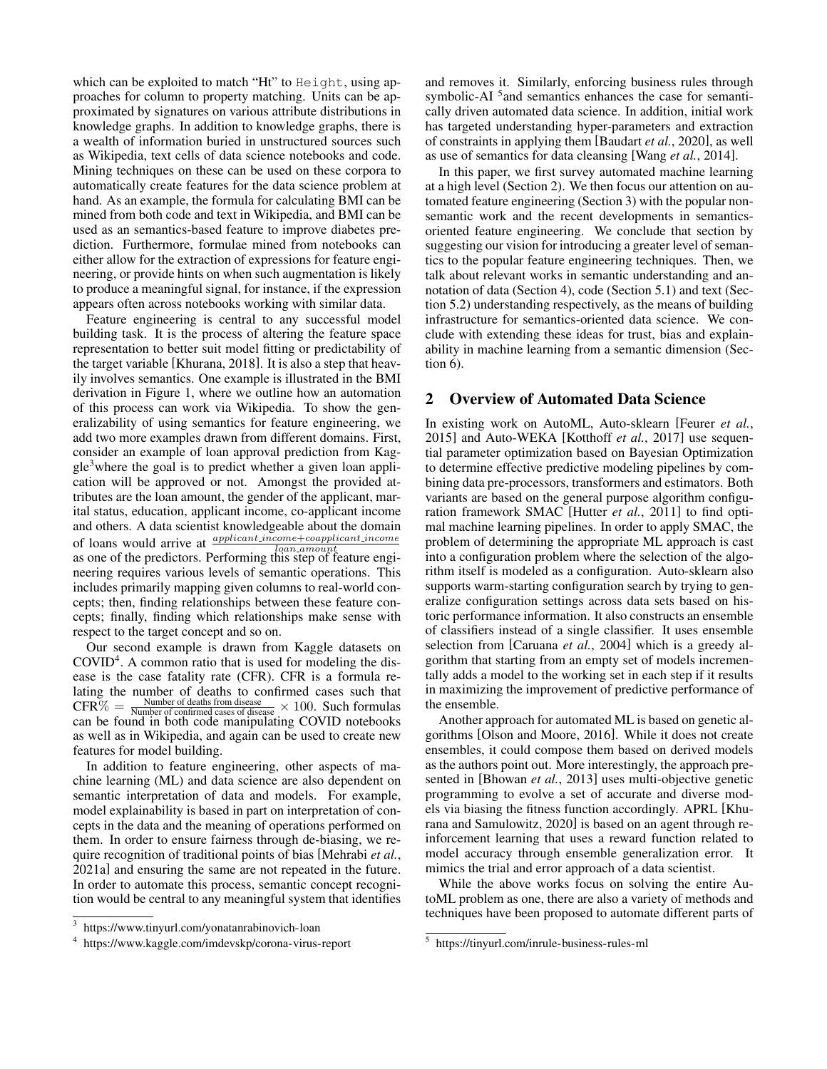which can be exploited to match "Ht" to `Height`, using approaches for column to property matching. Units can be approximated by signatures on various attribute distributions in knowledge graphs. In addition to knowledge graphs, there is a wealth of information buried in unstructured sources such as Wikipedia, text cells of data science notebooks and code. Mining techniques on these can be used on these corpora to automatically create features for the data science problem at hand. As an example, the formula for calculating BMI can be mined from both code and text in Wikipedia, and BMI can be used as an semantics-based feature to improve diabetes prediction. Furthermore, formulae mined from notebooks can either allow for the extraction of expressions for feature engineering, or provide hints on when such augmentation is likely to produce a meaningful signal, for instance, if the expression appears often across notebooks working with similar data.

Feature engineering is central to any successful model building task. It is the process of altering the feature space representation to better suit model fitting or predictability of the target variable [Khurana, 2018]. It is also a step that heavily involves semantics. One example is illustrated in the BMI derivation in Figure 1, where we outline how an automation of this process can work via Wikipedia. To show the generalizability of using semantics for feature engineering, we add two more examples drawn from different domains. First, consider an example of loan approval prediction from Kaggle[3] where the goal is to predict whether a given loan application will be approved or not. Amongst the provided attributes are the loan amount, the gender of the applicant, marital status, education, applicant income, co-applicant income and others. A data scientist knowledgeable about the domain of loans would arrive at $\frac{applicant\_income + coapplicant\_income}{loan\_amount}$ as one of the predictors. Performing this step of feature engineering requires various levels of semantic operations. This includes primarily mapping given columns to real-world concepts; then, finding relationships between these feature concepts; finally, finding which relationships make sense with respect to the target concept and so on.

Our second example is drawn from Kaggle datasets on COVID[4]. A common ratio that is used for modeling the disease is the case fatality rate (CFR). CFR is a formula relating the number of deaths to confirmed cases such that $\text{CFR}\% = \frac{\text{Number of deaths from disease}}{\text{Number of confirmed cases of disease}} \times 100$. Such formulas can be found in both code manipulating COVID notebooks as well as in Wikipedia, and again can be used to create new features for model building.

In addition to feature engineering, other aspects of machine learning (ML) and data science are also dependent on semantic interpretation of data and models. For example, model explainability is based in part on interpretation of concepts in the data and the meaning of operations performed on them. In order to ensure fairness through de-biasing, we require recognition of traditional points of bias [Mehrabi *et al.*, 2021a] and ensuring the same are not repeated in the future. In order to automate this process, semantic concept recognition would be central to any meaningful system that identifies and removes it. Similarly, enforcing business rules through symbolic-AI [5] and semantics enhances the case for semantically driven automated data science. In addition, initial work has targeted understanding hyper-parameters and extraction of constraints in applying them [Baudart *et al.*, 2020], as well as use of semantics for data cleansing [Wang *et al.*, 2014].

In this paper, we first survey automated machine learning at a high level (Section 2). We then focus our attention on automated feature engineering (Section 3) with the popular non-semantic work and the recent developments in semantics-oriented feature engineering. We conclude that section by suggesting our vision for introducing a greater level of semantics to the popular feature engineering techniques. Then, we talk about relevant works in semantic understanding and annotation of data (Section 4), code (Section 5.1) and text (Section 5.2) understanding respectively, as the means of building infrastructure for semantics-oriented data science. We conclude with extending these ideas for trust, bias and explainability in machine learning from a semantic dimension (Section 6).

## 2 Overview of Automated Data Science

In existing work on AutoML, Auto-sklearn [Feurer *et al.*, 2015] and Auto-WEKA [Kotthoff *et al.*, 2017] use sequential parameter optimization based on Bayesian Optimization to determine effective predictive modeling pipelines by combining data pre-processors, transformers and estimators. Both variants are based on the general purpose algorithm configuration framework SMAC [Hutter *et al.*, 2011] to find optimal machine learning pipelines. In order to apply SMAC, the problem of determining the appropriate ML approach is cast into a configuration problem where the selection of the algorithm itself is modeled as a configuration. Auto-sklearn also supports warm-starting configuration search by trying to generalize configuration settings across data sets based on historic performance information. It also constructs an ensemble of classifiers instead of a single classifier. It uses ensemble selection from [Caruana *et al.*, 2004] which is a greedy algorithm that starting from an empty set of models incrementally adds a model to the working set in each step if it results in maximizing the improvement of predictive performance of the ensemble.

Another approach for automated ML is based on genetic algorithms [Olson and Moore, 2016]. While it does not create ensembles, it could compose them based on derived models as the authors point out. More interestingly, the approach presented in [Bhowan *et al.*, 2013] uses multi-objective genetic programming to evolve a set of accurate and diverse models via biasing the fitness function accordingly. APRL [Khurana and Samulowitz, 2020] is based on an agent through reinforcement learning that uses a reward function related to model accuracy through ensemble generalization error. It mimics the trial and error approach of a data scientist.

While the above works focus on solving the entire AutoML problem as one, there are also a variety of methods and techniques have been proposed to automate different parts of

[3] https://www.tinyurl.com/yonatanrabinovich-loan

[4] https://www.kaggle.com/imdevskp/corona-virus-report

[5] https://tinyurl.com/inrule-business-rules-ml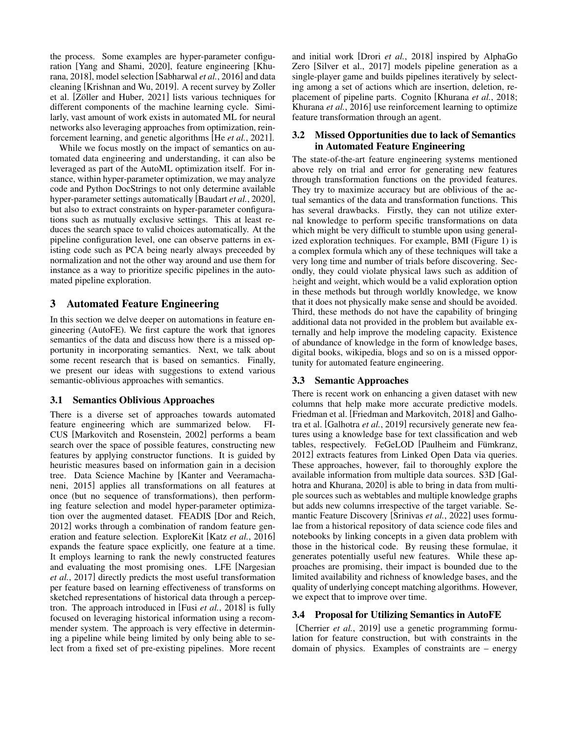the process. Some examples are hyper-parameter configuration [Yang and Shami, 2020], feature engineering [Khurana, 2018], model selection [Sabharwal *et al.*, 2016] and data cleaning [Krishnan and Wu, 2019]. A recent survey by Zoller et al. [Zöller and Huber, 2021] lists various techniques for different components of the machine learning cycle. Similarly, vast amount of work exists in automated ML for neural networks also leveraging approaches from optimization, reinforcement learning, and genetic algorithms [He *et al.*, 2021].

While we focus mostly on the impact of semantics on automated data engineering and understanding, it can also be leveraged as part of the AutoML optimization itself. For instance, within hyper-parameter optimization, we may analyze code and Python DocStrings to not only determine available hyper-parameter settings automatically [Baudart *et al.*, 2020], but also to extract constraints on hyper-parameter configurations such as mutually exclusive settings. This at least reduces the search space to valid choices automatically. At the pipeline configuration level, one can observe patterns in existing code such as PCA being nearly always preceeded by normalization and not the other way around and use them for instance as a way to prioritize specific pipelines in the automated pipeline exploration.

## 3 Automated Feature Engineering

In this section we delve deeper on automations in feature engineering (AutoFE). We first capture the work that ignores semantics of the data and discuss how there is a missed opportunity in incorporating semantics. Next, we talk about some recent research that is based on semantics. Finally, we present our ideas with suggestions to extend various semantic-oblivious approaches with semantics.

### 3.1 Semantics Oblivious Approaches

There is a diverse set of approaches towards automated feature engineering which are summarized below. FICUS [Markovitch and Rosenstein, 2002] performs a beam search over the space of possible features, constructing new features by applying constructor functions. It is guided by heuristic measures based on information gain in a decision tree. Data Science Machine by [Kanter and Veeramachaneni, 2015] applies all transformations on all features at once (but no sequence of transformations), then performing feature selection and model hyper-parameter optimization over the augmented dataset. FEADIS [Dor and Reich, 2012] works through a combination of random feature generation and feature selection. ExploreKit [Katz *et al.*, 2016] expands the feature space explicitly, one feature at a time. It employs learning to rank the newly constructed features and evaluating the most promising ones. LFE [Nargesian *et al.*, 2017] directly predicts the most useful transformation per feature based on learning effectiveness of transforms on sketched representations of historical data through a perceptron. The approach introduced in [Fusi *et al.*, 2018] is fully focused on leveraging historical information using a recommender system. The approach is very effective in determining a pipeline while being limited by only being able to select from a fixed set of pre-existing pipelines. More recent and initial work [Drori *et al.*, 2018] inspired by AlphaGo Zero [Silver et al., 2017] models pipeline generation as a single-player game and builds pipelines iteratively by selecting among a set of actions which are insertion, deletion, replacement of pipeline parts. Cognito [Khurana *et al.*, 2018; Khurana *et al.*, 2016] use reinforcement learning to optimize feature transformation through an agent.

### 3.2 Missed Opportunities due to lack of Semantics in Automated Feature Engineering

The state-of-the-art feature engineering systems mentioned above rely on trial and error for generating new features through transformation functions on the provided features. They try to maximize accuracy but are oblivious of the actual semantics of the data and transformation functions. This has several drawbacks. Firstly, they can not utilize external knowledge to perform specific transformations on data which might be very difficult to stumble upon using generalized exploration techniques. For example, BMI (Figure 1) is a complex formula which any of these techniques will take a very long time and number of trials before discovering. Secondly, they could violate physical laws such as addition of `height` and `weight`, which would be a valid exploration option in these methods but through worldly knowledge, we know that it does not physically make sense and should be avoided. Third, these methods do not have the capability of bringing additional data not provided in the problem but available externally and help improve the modeling capacity. Existence of abundance of knowledge in the form of knowledge bases, digital books, wikipedia, blogs and so on is a missed opportunity for automated feature engineering.

### 3.3 Semantic Approaches

There is recent work on enhancing a given dataset with new columns that help make more accurate predictive models. Friedman et al. [Friedman and Markovitch, 2018] and Galhotra et al. [Galhotra *et al.*, 2019] recursively generate new features using a knowledge base for text classification and web tables, respectively. FeGeLOD [Paulheim and Fümkranz, 2012] extracts features from Linked Open Data via queries. These approaches, however, fail to thoroughly explore the available information from multiple data sources. S3D [Galhotra and Khurana, 2020] is able to bring in data from multiple sources such as webtables and multiple knowledge graphs but adds new columns irrespective of the target variable. Semantic Feature Discovery [Srinivas *et al.*, 2022] uses formulae from a historical repository of data science code files and notebooks by linking concepts in a given data problem with those in the historical code. By reusing these formulae, it generates potentially useful new features. While these approaches are promising, their impact is bounded due to the limited availability and richness of knowledge bases, and the quality of underlying concept matching algorithms. However, we expect that to improve over time.

### 3.4 Proposal for Utilizing Semantics in AutoFE

[Cherrier *et al.*, 2019] use a genetic programming formulation for feature construction, but with constraints in the domain of physics. Examples of constraints are – energy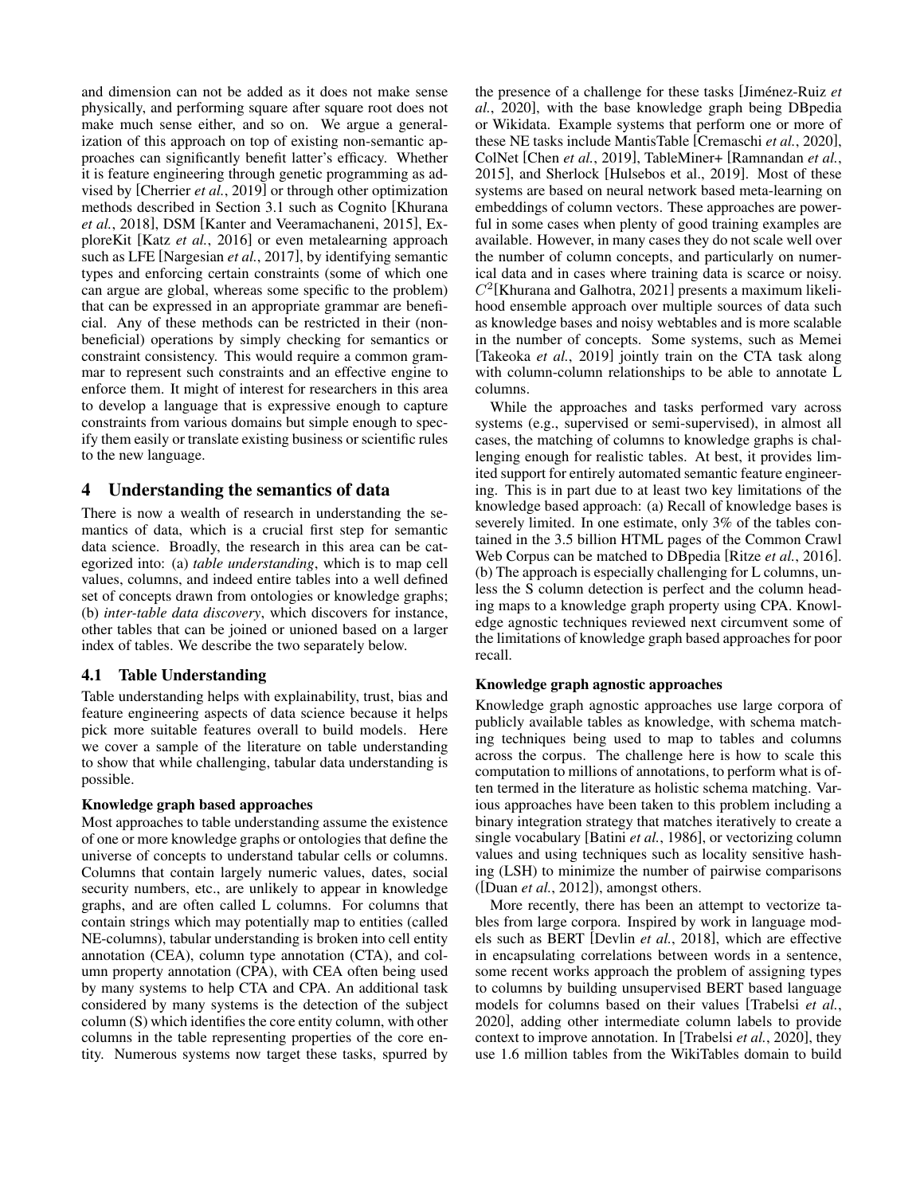and dimension can not be added as it does not make sense physically, and performing square after square root does not make much sense either, and so on. We argue a generalization of this approach on top of existing non-semantic approaches can significantly benefit latter's efficacy. Whether it is feature engineering through genetic programming as advised by [Cherrier *et al.*, 2019] or through other optimization methods described in Section 3.1 such as Cognito [Khurana *et al.*, 2018], DSM [Kanter and Veeramachaneni, 2015], ExploreKit [Katz *et al.*, 2016] or even metalearning approach such as LFE [Nargesian *et al.*, 2017], by identifying semantic types and enforcing certain constraints (some of which one can argue are global, whereas some specific to the problem) that can be expressed in an appropriate grammar are beneficial. Any of these methods can be restricted in their (non-beneficial) operations by simply checking for semantics or constraint consistency. This would require a common grammar to represent such constraints and an effective engine to enforce them. It might of interest for researchers in this area to develop a language that is expressive enough to capture constraints from various domains but simple enough to specify them easily or translate existing business or scientific rules to the new language.

# 4 Understanding the semantics of data

There is now a wealth of research in understanding the semantics of data, which is a crucial first step for semantic data science. Broadly, the research in this area can be categorized into: (a) *table understanding*, which is to map cell values, columns, and indeed entire tables into a well defined set of concepts drawn from ontologies or knowledge graphs; (b) *inter-table data discovery*, which discovers for instance, other tables that can be joined or unioned based on a larger index of tables. We describe the two separately below.

## 4.1 Table Understanding

Table understanding helps with explainability, trust, bias and feature engineering aspects of data science because it helps pick more suitable features overall to build models. Here we cover a sample of the literature on table understanding to show that while challenging, tabular data understanding is possible.

**Knowledge graph based approaches**

Most approaches to table understanding assume the existence of one or more knowledge graphs or ontologies that define the universe of concepts to understand tabular cells or columns. Columns that contain largely numeric values, dates, social security numbers, etc., are unlikely to appear in knowledge graphs, and are often called L columns. For columns that contain strings which may potentially map to entities (called NE-columns), tabular understanding is broken into cell entity annotation (CEA), column type annotation (CTA), and column property annotation (CPA), with CEA often being used by many systems to help CTA and CPA. An additional task considered by many systems is the detection of the subject column (S) which identifies the core entity column, with other columns in the table representing properties of the core entity. Numerous systems now target these tasks, spurred by the presence of a challenge for these tasks [Jiménez-Ruiz *et al.*, 2020], with the base knowledge graph being DBpedia or Wikidata. Example systems that perform one or more of these NE tasks include MantisTable [Cremaschi *et al.*, 2020], ColNet [Chen *et al.*, 2019], TableMiner+ [Ramnandan *et al.*, 2015], and Sherlock [Hulsebos et al., 2019]. Most of these systems are based on neural network based meta-learning on embeddings of column vectors. These approaches are powerful in some cases when plenty of good training examples are available. However, in many cases they do not scale well over the number of column concepts, and particularly on numerical data and in cases where training data is scarce or noisy. $C^2$[Khurana and Galhotra, 2021] presents a maximum likelihood ensemble approach over multiple sources of data such as knowledge bases and noisy webtables and is more scalable in the number of concepts. Some systems, such as Memei [Takeoka *et al.*, 2019] jointly train on the CTA task along with column-column relationships to be able to annotate L columns.

While the approaches and tasks performed vary across systems (e.g., supervised or semi-supervised), in almost all cases, the matching of columns to knowledge graphs is challenging enough for realistic tables. At best, it provides limited support for entirely automated semantic feature engineering. This is in part due to at least two key limitations of the knowledge based approach: (a) Recall of knowledge bases is severely limited. In one estimate, only 3% of the tables contained in the 3.5 billion HTML pages of the Common Crawl Web Corpus can be matched to DBpedia [Ritze *et al.*, 2016]. (b) The approach is especially challenging for L columns, unless the S column detection is perfect and the column heading maps to a knowledge graph property using CPA. Knowledge agnostic techniques reviewed next circumvent some of the limitations of knowledge graph based approaches for poor recall.

**Knowledge graph agnostic approaches**

Knowledge graph agnostic approaches use large corpora of publicly available tables as knowledge, with schema matching techniques being used to map to tables and columns across the corpus. The challenge here is how to scale this computation to millions of annotations, to perform what is often termed in the literature as holistic schema matching. Various approaches have been taken to this problem including a binary integration strategy that matches iteratively to create a single vocabulary [Batini *et al.*, 1986], or vectorizing column values and using techniques such as locality sensitive hashing (LSH) to minimize the number of pairwise comparisons ([Duan *et al.*, 2012]), amongst others.

More recently, there has been an attempt to vectorize tables from large corpora. Inspired by work in language models such as BERT [Devlin *et al.*, 2018], which are effective in encapsulating correlations between words in a sentence, some recent works approach the problem of assigning types to columns by building unsupervised BERT based language models for columns based on their values [Trabelsi *et al.*, 2020], adding other intermediate column labels to provide context to improve annotation. In [Trabelsi *et al.*, 2020], they use 1.6 million tables from the WikiTables domain to build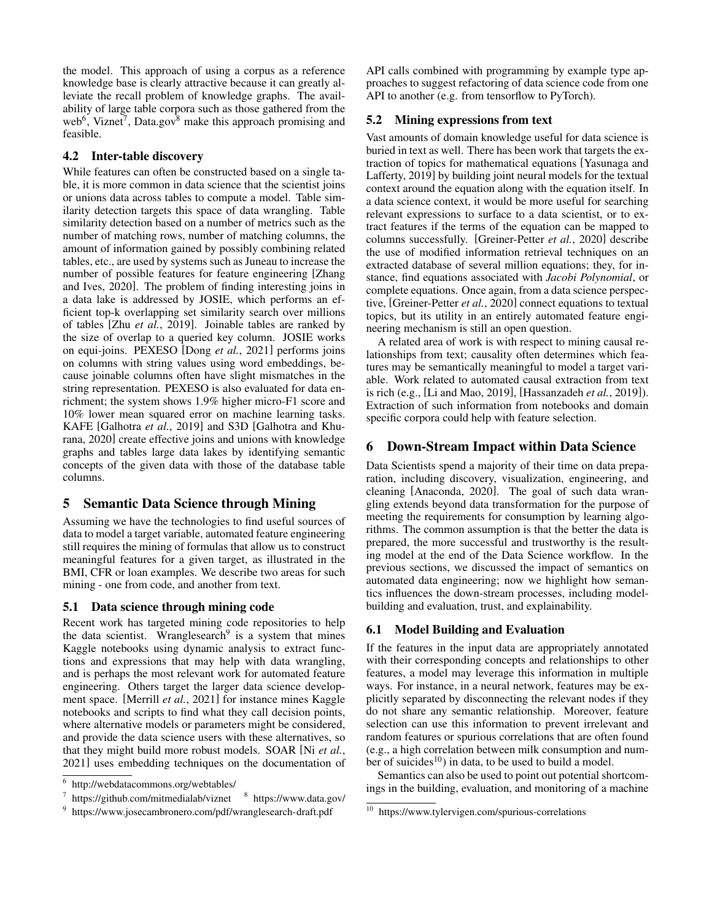the model. This approach of using a corpus as a reference knowledge base is clearly attractive because it can greatly alleviate the recall problem of knowledge graphs. The availability of large table corpora such as those gathered from the web[6], Viznet[7], Data.gov[8] make this approach promising and feasible.

### 4.2 Inter-table discovery

While features can often be constructed based on a single table, it is more common in data science that the scientist joins or unions data across tables to compute a model. Table similarity detection targets this space of data wrangling. Table similarity detection based on a number of metrics such as the number of matching rows, number of matching columns, the amount of information gained by possibly combining related tables, etc., are used by systems such as Juneau to increase the number of possible features for feature engineering [Zhang and Ives, 2020]. The problem of finding interesting joins in a data lake is addressed by JOSIE, which performs an efficient top-k overlapping set similarity search over millions of tables [Zhu *et al.*, 2019]. Joinable tables are ranked by the size of overlap to a queried key column. JOSIE works on equi-joins. PEXESO [Dong *et al.*, 2021] performs joins on columns with string values using word embeddings, because joinable columns often have slight mismatches in the string representation. PEXESO is also evaluated for data enrichment; the system shows 1.9% higher micro-F1 score and 10% lower mean squared error on machine learning tasks. KAFE [Galhotra *et al.*, 2019] and S3D [Galhotra and Khurana, 2020] create effective joins and unions with knowledge graphs and tables large data lakes by identifying semantic concepts of the given data with those of the database table columns.

## 5 Semantic Data Science through Mining

Assuming we have the technologies to find useful sources of data to model a target variable, automated feature engineering still requires the mining of formulas that allow us to construct meaningful features for a given target, as illustrated in the BMI, CFR or loan examples. We describe two areas for such mining - one from code, and another from text.

### 5.1 Data science through mining code

Recent work has targeted mining code repositories to help the data scientist. Wranglesearch[9] is a system that mines Kaggle notebooks using dynamic analysis to extract functions and expressions that may help with data wrangling, and is perhaps the most relevant work for automated feature engineering. Others target the larger data science development space. [Merrill *et al.*, 2021] for instance mines Kaggle notebooks and scripts to find what they call decision points, where alternative models or parameters might be considered, and provide the data science users with these alternatives, so that they might build more robust models. SOAR [Ni *et al.*, 2021] uses embedding techniques on the documentation of API calls combined with programming by example type approaches to suggest refactoring of data science code from one API to another (e.g. from tensorflow to PyTorch).

### 5.2 Mining expressions from text

Vast amounts of domain knowledge useful for data science is buried in text as well. There has been work that targets the extraction of topics for mathematical equations [Yasunaga and Lafferty, 2019] by building joint neural models for the textual context around the equation along with the equation itself. In a data science context, it would be more useful for searching relevant expressions to surface to a data scientist, or to extract features if the terms of the equation can be mapped to columns successfully. [Greiner-Petter *et al.*, 2020] describe the use of modified information retrieval techniques on an extracted database of several million equations; they, for instance, find equations associated with *Jacobi Polynomial*, or complete equations. Once again, from a data science perspective, [Greiner-Petter *et al.*, 2020] connect equations to textual topics, but its utility in an entirely automated feature engineering mechanism is still an open question.

A related area of work is with respect to mining causal relationships from text; causality often determines which features may be semantically meaningful to model a target variable. Work related to automated causal extraction from text is rich (e.g., [Li and Mao, 2019], [Hassanzadeh *et al.*, 2019]). Extraction of such information from notebooks and domain specific corpora could help with feature selection.

## 6 Down-Stream Impact within Data Science

Data Scientists spend a majority of their time on data preparation, including discovery, visualization, engineering, and cleaning [Anaconda, 2020]. The goal of such data wrangling extends beyond data transformation for the purpose of meeting the requirements for consumption by learning algorithms. The common assumption is that the better the data is prepared, the more successful and trustworthy is the resulting model at the end of the Data Science workflow. In the previous sections, we discussed the impact of semantics on automated data engineering; now we highlight how semantics influences the down-stream processes, including model-building and evaluation, trust, and explainability.

### 6.1 Model Building and Evaluation

If the features in the input data are appropriately annotated with their corresponding concepts and relationships to other features, a model may leverage this information in multiple ways. For instance, in a neural network, features may be explicitly separated by disconnecting the relevant nodes if they do not share any semantic relationship. Moreover, feature selection can use this information to prevent irrelevant and random features or spurious correlations that are often found (e.g., a high correlation between milk consumption and number of suicides[10]) in data, to be used to build a model.

Semantics can also be used to point out potential shortcomings in the building, evaluation, and monitoring of a machine

[6] http://webdatacommons.org/webtables/

[7] https://github.com/mitmedialab/viznet

[8] https://www.data.gov/

[9] https://www.josecambronero.com/pdf/wranglesearch-draft.pdf

[10] https://www.tylervigen.com/spurious-correlations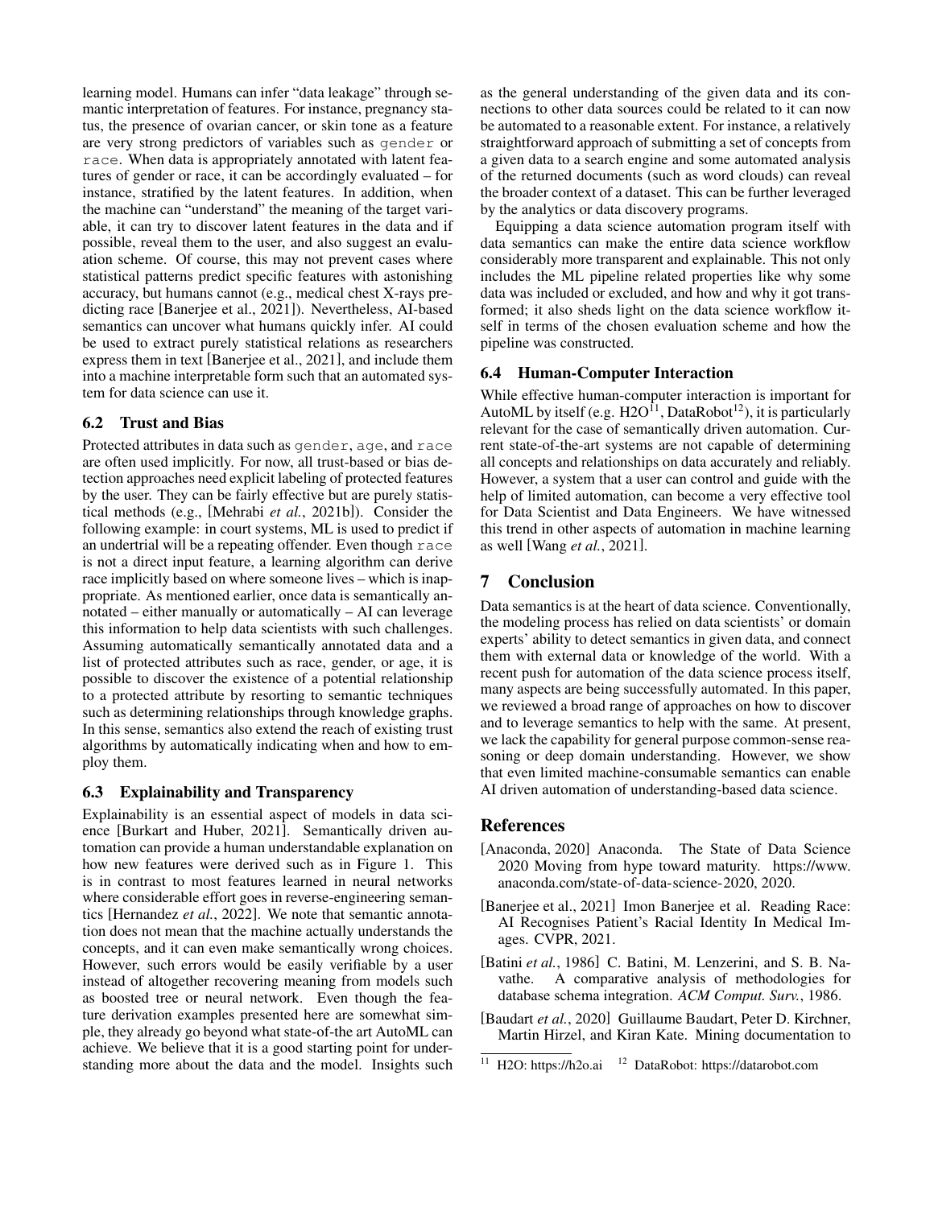learning model. Humans can infer "data leakage" through semantic interpretation of features. For instance, pregnancy status, the presence of ovarian cancer, or skin tone as a feature are very strong predictors of variables such as `gender` or `race`. When data is appropriately annotated with latent features of gender or race, it can be accordingly evaluated – for instance, stratified by the latent features. In addition, when the machine can "understand" the meaning of the target variable, it can try to discover latent features in the data and if possible, reveal them to the user, and also suggest an evaluation scheme. Of course, this may not prevent cases where statistical patterns predict specific features with astonishing accuracy, but humans cannot (e.g., medical chest X-rays predicting race [Banerjee et al., 2021]). Nevertheless, AI-based semantics can uncover what humans quickly infer. AI could be used to extract purely statistical relations as researchers express them in text [Banerjee et al., 2021], and include them into a machine interpretable form such that an automated system for data science can use it.

## 6.2 Trust and Bias

Protected attributes in data such as `gender`, `age`, and `race` are often used implicitly. For now, all trust-based or bias detection approaches need explicit labeling of protected features by the user. They can be fairly effective but are purely statistical methods (e.g., [Mehrabi *et al.*, 2021b]). Consider the following example: in court systems, ML is used to predict if an undertrial will be a repeating offender. Even though `race` is not a direct input feature, a learning algorithm can derive race implicitly based on where someone lives – which is inappropriate. As mentioned earlier, once data is semantically annotated – either manually or automatically – AI can leverage this information to help data scientists with such challenges. Assuming automatically semantically annotated data and a list of protected attributes such as race, gender, or age, it is possible to discover the existence of a potential relationship to a protected attribute by resorting to semantic techniques such as determining relationships through knowledge graphs. In this sense, semantics also extend the reach of existing trust algorithms by automatically indicating when and how to employ them.

## 6.3 Explainability and Transparency

Explainability is an essential aspect of models in data science [Burkart and Huber, 2021]. Semantically driven automation can provide a human understandable explanation on how new features were derived such as in Figure 1. This is in contrast to most features learned in neural networks where considerable effort goes in reverse-engineering semantics [Hernandez *et al.*, 2022]. We note that semantic annotation does not mean that the machine actually understands the concepts, and it can even make semantically wrong choices. However, such errors would be easily verifiable by a user instead of altogether recovering meaning from models such as boosted tree or neural network. Even though the feature derivation examples presented here are somewhat simple, they already go beyond what state-of-the art AutoML can achieve. We believe that it is a good starting point for understanding more about the data and the model. Insights such as the general understanding of the given data and its connections to other data sources could be related to it can now be automated to a reasonable extent. For instance, a relatively straightforward approach of submitting a set of concepts from a given data to a search engine and some automated analysis of the returned documents (such as word clouds) can reveal the broader context of a dataset. This can be further leveraged by the analytics or data discovery programs.

Equipping a data science automation program itself with data semantics can make the entire data science workflow considerably more transparent and explainable. This not only includes the ML pipeline related properties like why some data was included or excluded, and how and why it got transformed; it also sheds light on the data science workflow itself in terms of the chosen evaluation scheme and how the pipeline was constructed.

## 6.4 Human-Computer Interaction

While effective human-computer interaction is important for AutoML by itself (e.g. H2O[11], DataRobot[12]), it is particularly relevant for the case of semantically driven automation. Current state-of-the-art systems are not capable of determining all concepts and relationships on data accurately and reliably. However, a system that a user can control and guide with the help of limited automation, can become a very effective tool for Data Scientist and Data Engineers. We have witnessed this trend in other aspects of automation in machine learning as well [Wang *et al.*, 2021].

# 7 Conclusion

Data semantics is at the heart of data science. Conventionally, the modeling process has relied on data scientists' or domain experts' ability to detect semantics in given data, and connect them with external data or knowledge of the world. With a recent push for automation of the data science process itself, many aspects are being successfully automated. In this paper, we reviewed a broad range of approaches on how to discover and to leverage semantics to help with the same. At present, we lack the capability for general purpose common-sense reasoning or deep domain understanding. However, we show that even limited machine-consumable semantics can enable AI driven automation of understanding-based data science.

# References

[Anaconda, 2020] Anaconda. The State of Data Science 2020 Moving from hype toward maturity. https://www.anaconda.com/state-of-data-science-2020, 2020.

[Banerjee et al., 2021] Imon Banerjee et al. Reading Race: AI Recognises Patient's Racial Identity In Medical Images. CVPR, 2021.

[Batini *et al.*, 1986] C. Batini, M. Lenzerini, and S. B. Navathe. A comparative analysis of methodologies for database schema integration. *ACM Comput. Surv.*, 1986.

[Baudart *et al.*, 2020] Guillaume Baudart, Peter D. Kirchner, Martin Hirzel, and Kiran Kate. Mining documentation to

[11] H2O: https://h2o.ai [12] DataRobot: https://datarobot.com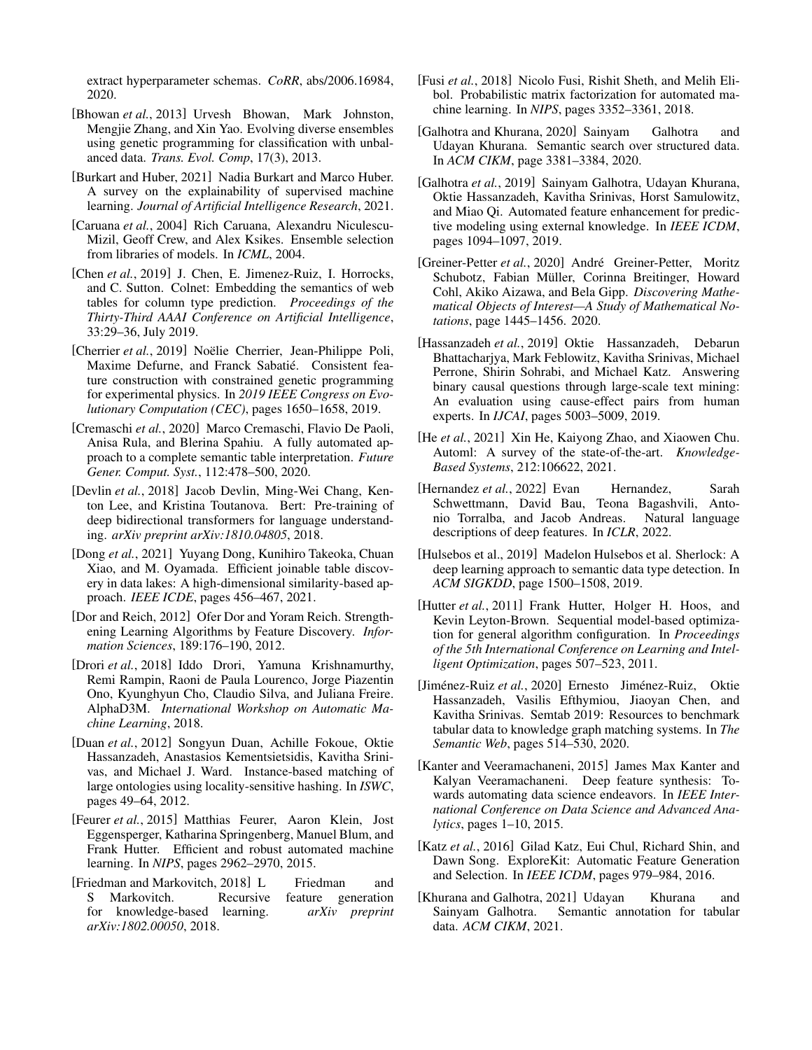extract hyperparameter schemas. *CoRR*, abs/2006.16984, 2020.

[Bhowan *et al.*, 2013] Urvesh Bhowan, Mark Johnston, Mengjie Zhang, and Xin Yao. Evolving diverse ensembles using genetic programming for classification with unbalanced data. *Trans. Evol. Comp*, 17(3), 2013.

[Burkart and Huber, 2021] Nadia Burkart and Marco Huber. A survey on the explainability of supervised machine learning. *Journal of Artificial Intelligence Research*, 2021.

[Caruana *et al.*, 2004] Rich Caruana, Alexandru Niculescu-Mizil, Geoff Crew, and Alex Ksikes. Ensemble selection from libraries of models. In *ICML*, 2004.

[Chen *et al.*, 2019] J. Chen, E. Jimenez-Ruiz, I. Horrocks, and C. Sutton. Colnet: Embedding the semantics of web tables for column type prediction. *Proceedings of the Thirty-Third AAAI Conference on Artificial Intelligence*, 33:29–36, July 2019.

[Cherrier *et al.*, 2019] Noëlie Cherrier, Jean-Philippe Poli, Maxime Defurne, and Franck Sabatié. Consistent feature construction with constrained genetic programming for experimental physics. In *2019 IEEE Congress on Evolutionary Computation (CEC)*, pages 1650–1658, 2019.

[Cremaschi *et al.*, 2020] Marco Cremaschi, Flavio De Paoli, Anisa Rula, and Blerina Spahiu. A fully automated approach to a complete semantic table interpretation. *Future Gener. Comput. Syst.*, 112:478–500, 2020.

[Devlin *et al.*, 2018] Jacob Devlin, Ming-Wei Chang, Kenton Lee, and Kristina Toutanova. Bert: Pre-training of deep bidirectional transformers for language understanding. *arXiv preprint arXiv:1810.04805*, 2018.

[Dong *et al.*, 2021] Yuyang Dong, Kunihiro Takeoka, Chuan Xiao, and M. Oyamada. Efficient joinable table discovery in data lakes: A high-dimensional similarity-based approach. *IEEE ICDE*, pages 456–467, 2021.

[Dor and Reich, 2012] Ofer Dor and Yoram Reich. Strengthening Learning Algorithms by Feature Discovery. *Information Sciences*, 189:176–190, 2012.

[Drori *et al.*, 2018] Iddo Drori, Yamuna Krishnamurthy, Remi Rampin, Raoni de Paula Lourenco, Jorge Piazentin Ono, Kyunghyun Cho, Claudio Silva, and Juliana Freire. AlphaD3M. *International Workshop on Automatic Machine Learning*, 2018.

[Duan *et al.*, 2012] Songyun Duan, Achille Fokoue, Oktie Hassanzadeh, Anastasios Kementsietsidis, Kavitha Srinivas, and Michael J. Ward. Instance-based matching of large ontologies using locality-sensitive hashing. In *ISWC*, pages 49–64, 2012.

[Feurer *et al.*, 2015] Matthias Feurer, Aaron Klein, Jost Eggensperger, Katharina Springenberg, Manuel Blum, and Frank Hutter. Efficient and robust automated machine learning. In *NIPS*, pages 2962–2970, 2015.

[Friedman and Markovitch, 2018] L Friedman and S Markovitch. Recursive feature generation for knowledge-based learning. *arXiv preprint arXiv:1802.00050*, 2018.

[Fusi *et al.*, 2018] Nicolo Fusi, Rishit Sheth, and Melih Elibol. Probabilistic matrix factorization for automated machine learning. In *NIPS*, pages 3352–3361, 2018.

[Galhotra and Khurana, 2020] Sainyam Galhotra and Udayan Khurana. Semantic search over structured data. In *ACM CIKM*, page 3381–3384, 2020.

[Galhotra *et al.*, 2019] Sainyam Galhotra, Udayan Khurana, Oktie Hassanzadeh, Kavitha Srinivas, Horst Samulowitz, and Miao Qi. Automated feature enhancement for predictive modeling using external knowledge. In *IEEE ICDM*, pages 1094–1097, 2019.

[Greiner-Petter *et al.*, 2020] André Greiner-Petter, Moritz Schubotz, Fabian Müller, Corinna Breitinger, Howard Cohl, Akiko Aizawa, and Bela Gipp. *Discovering Mathematical Objects of Interest—A Study of Mathematical Notations*, page 1445–1456. 2020.

[Hassanzadeh *et al.*, 2019] Oktie Hassanzadeh, Debarun Bhattacharjya, Mark Feblowitz, Kavitha Srinivas, Michael Perrone, Shirin Sohrabi, and Michael Katz. Answering binary causal questions through large-scale text mining: An evaluation using cause-effect pairs from human experts. In *IJCAI*, pages 5003–5009, 2019.

[He *et al.*, 2021] Xin He, Kaiyong Zhao, and Xiaowen Chu. Automl: A survey of the state-of-the-art. *Knowledge-Based Systems*, 212:106622, 2021.

[Hernandez *et al.*, 2022] Evan Hernandez, Sarah Schwettmann, David Bau, Teona Bagashvili, Antonio Torralba, and Jacob Andreas. Natural language descriptions of deep features. In *ICLR*, 2022.

[Hulsebos et al., 2019] Madelon Hulsebos et al. Sherlock: A deep learning approach to semantic data type detection. In *ACM SIGKDD*, page 1500–1508, 2019.

[Hutter *et al.*, 2011] Frank Hutter, Holger H. Hoos, and Kevin Leyton-Brown. Sequential model-based optimization for general algorithm configuration. In *Proceedings of the 5th International Conference on Learning and Intelligent Optimization*, pages 507–523, 2011.

[Jiménez-Ruiz *et al.*, 2020] Ernesto Jiménez-Ruiz, Oktie Hassanzadeh, Vasilis Efthymiou, Jiaoyan Chen, and Kavitha Srinivas. Semtab 2019: Resources to benchmark tabular data to knowledge graph matching systems. In *The Semantic Web*, pages 514–530, 2020.

[Kanter and Veeramachaneni, 2015] James Max Kanter and Kalyan Veeramachaneni. Deep feature synthesis: Towards automating data science endeavors. In *IEEE International Conference on Data Science and Advanced Analytics*, pages 1–10, 2015.

[Katz *et al.*, 2016] Gilad Katz, Eui Chul, Richard Shin, and Dawn Song. ExploreKit: Automatic Feature Generation and Selection. In *IEEE ICDM*, pages 979–984, 2016.

[Khurana and Galhotra, 2021] Udayan Khurana and Sainyam Galhotra. Semantic annotation for tabular data. *ACM CIKM*, 2021.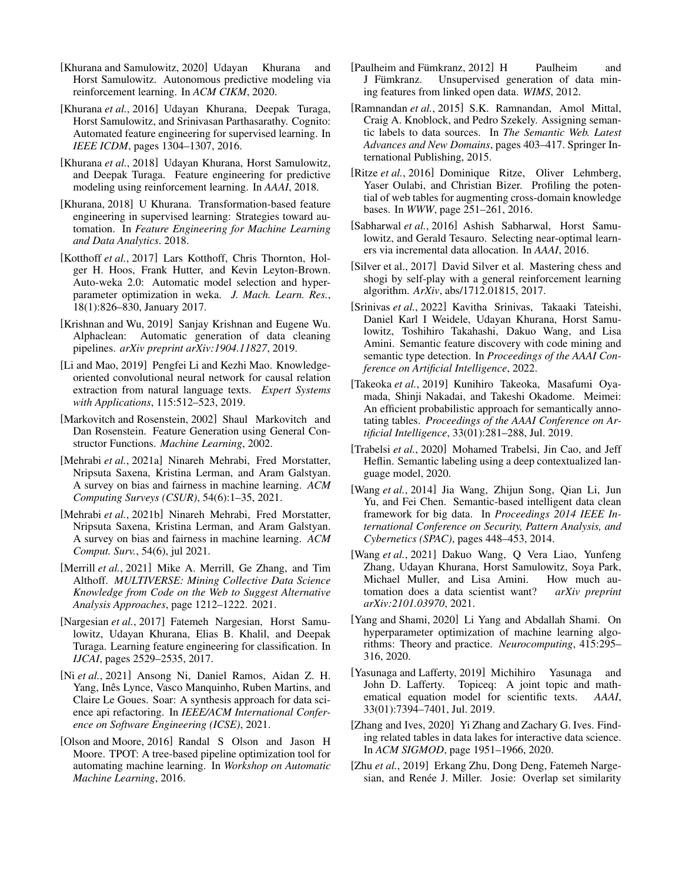[Khurana and Samulowitz, 2020] Udayan Khurana and Horst Samulowitz. Autonomous predictive modeling via reinforcement learning. In *ACM CIKM*, 2020.

[Khurana *et al.*, 2016] Udayan Khurana, Deepak Turaga, Horst Samulowitz, and Srinivasan Parthasarathy. Cognito: Automated feature engineering for supervised learning. In *IEEE ICDM*, pages 1304–1307, 2016.

[Khurana *et al.*, 2018] Udayan Khurana, Horst Samulowitz, and Deepak Turaga. Feature engineering for predictive modeling using reinforcement learning. In *AAAI*, 2018.

[Khurana, 2018] U Khurana. Transformation-based feature engineering in supervised learning: Strategies toward automation. In *Feature Engineering for Machine Learning and Data Analytics*. 2018.

[Kotthoff *et al.*, 2017] Lars Kotthoff, Chris Thornton, Holger H. Hoos, Frank Hutter, and Kevin Leyton-Brown. Auto-weka 2.0: Automatic model selection and hyperparameter optimization in weka. *J. Mach. Learn. Res.*, 18(1):826–830, January 2017.

[Krishnan and Wu, 2019] Sanjay Krishnan and Eugene Wu. Alphaclean: Automatic generation of data cleaning pipelines. *arXiv preprint arXiv:1904.11827*, 2019.

[Li and Mao, 2019] Pengfei Li and Kezhi Mao. Knowledge-oriented convolutional neural network for causal relation extraction from natural language texts. *Expert Systems with Applications*, 115:512–523, 2019.

[Markovitch and Rosenstein, 2002] Shaul Markovitch and Dan Rosenstein. Feature Generation using General Constructor Functions. *Machine Learning*, 2002.

[Mehrabi *et al.*, 2021a] Ninareh Mehrabi, Fred Morstatter, Nripsuta Saxena, Kristina Lerman, and Aram Galstyan. A survey on bias and fairness in machine learning. *ACM Computing Surveys (CSUR)*, 54(6):1–35, 2021.

[Mehrabi *et al.*, 2021b] Ninareh Mehrabi, Fred Morstatter, Nripsuta Saxena, Kristina Lerman, and Aram Galstyan. A survey on bias and fairness in machine learning. *ACM Comput. Surv.*, 54(6), jul 2021.

[Merrill *et al.*, 2021] Mike A. Merrill, Ge Zhang, and Tim Althoff. *MULTIVERSE: Mining Collective Data Science Knowledge from Code on the Web to Suggest Alternative Analysis Approaches*, page 1212–1222. 2021.

[Nargesian *et al.*, 2017] Fatemeh Nargesian, Horst Samulowitz, Udayan Khurana, Elias B. Khalil, and Deepak Turaga. Learning feature engineering for classification. In *IJCAI*, pages 2529–2535, 2017.

[Ni *et al.*, 2021] Ansong Ni, Daniel Ramos, Aidan Z. H. Yang, Inês Lynce, Vasco Manquinho, Ruben Martins, and Claire Le Goues. Soar: A synthesis approach for data science api refactoring. In *IEEE/ACM International Conference on Software Engineering (ICSE)*, 2021.

[Olson and Moore, 2016] Randal S Olson and Jason H Moore. TPOT: A tree-based pipeline optimization tool for automating machine learning. In *Workshop on Automatic Machine Learning*, 2016.

[Paulheim and Fümkranz, 2012] H Paulheim and J Fümkranz. Unsupervised generation of data mining features from linked open data. *WIMS*, 2012.

[Ramnandan *et al.*, 2015] S.K. Ramnandan, Amol Mittal, Craig A. Knoblock, and Pedro Szekely. Assigning semantic labels to data sources. In *The Semantic Web. Latest Advances and New Domains*, pages 403–417. Springer International Publishing, 2015.

[Ritze *et al.*, 2016] Dominique Ritze, Oliver Lehmberg, Yaser Oulabi, and Christian Bizer. Profiling the potential of web tables for augmenting cross-domain knowledge bases. In *WWW*, page 251–261, 2016.

[Sabharwal *et al.*, 2016] Ashish Sabharwal, Horst Samulowitz, and Gerald Tesauro. Selecting near-optimal learners via incremental data allocation. In *AAAI*, 2016.

[Silver et al., 2017] David Silver et al. Mastering chess and shogi by self-play with a general reinforcement learning algorithm. *ArXiv*, abs/1712.01815, 2017.

[Srinivas *et al.*, 2022] Kavitha Srinivas, Takaaki Tateishi, Daniel Karl I Weidele, Udayan Khurana, Horst Samulowitz, Toshihiro Takahashi, Dakuo Wang, and Lisa Amini. Semantic feature discovery with code mining and semantic type detection. In *Proceedings of the AAAI Conference on Artificial Intelligence*, 2022.

[Takeoka *et al.*, 2019] Kunihiro Takeoka, Masafumi Oyamada, Shinji Nakadai, and Takeshi Okadome. Meimei: An efficient probabilistic approach for semantically annotating tables. *Proceedings of the AAAI Conference on Artificial Intelligence*, 33(01):281–288, Jul. 2019.

[Trabelsi *et al.*, 2020] Mohamed Trabelsi, Jin Cao, and Jeff Heflin. Semantic labeling using a deep contextualized language model, 2020.

[Wang *et al.*, 2014] Jia Wang, Zhijun Song, Qian Li, Jun Yu, and Fei Chen. Semantic-based intelligent data clean framework for big data. In *Proceedings 2014 IEEE International Conference on Security, Pattern Analysis, and Cybernetics (SPAC)*, pages 448–453, 2014.

[Wang *et al.*, 2021] Dakuo Wang, Q Vera Liao, Yunfeng Zhang, Udayan Khurana, Horst Samulowitz, Soya Park, Michael Muller, and Lisa Amini. How much automation does a data scientist want? *arXiv preprint arXiv:2101.03970*, 2021.

[Yang and Shami, 2020] Li Yang and Abdallah Shami. On hyperparameter optimization of machine learning algorithms: Theory and practice. *Neurocomputing*, 415:295–316, 2020.

[Yasunaga and Lafferty, 2019] Michihiro Yasunaga and John D. Lafferty. Topiceq: A joint topic and mathematical equation model for scientific texts. *AAAI*, 33(01):7394–7401, Jul. 2019.

[Zhang and Ives, 2020] Yi Zhang and Zachary G. Ives. Finding related tables in data lakes for interactive data science. In *ACM SIGMOD*, page 1951–1966, 2020.

[Zhu *et al.*, 2019] Erkang Zhu, Dong Deng, Fatemeh Nargesian, and Renée J. Miller. Josie: Overlap set similarity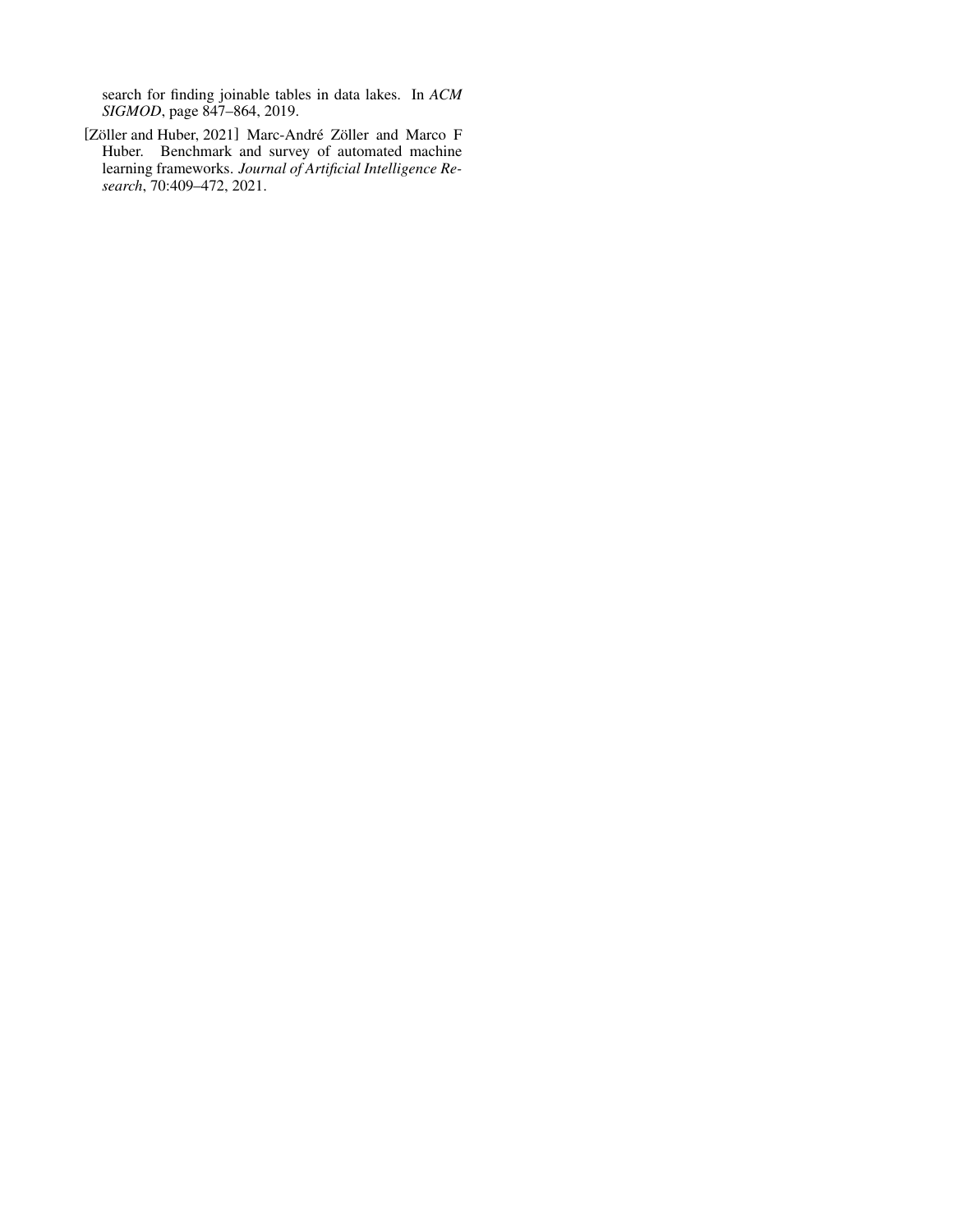search for finding joinable tables in data lakes. In *ACM SIGMOD*, page 847–864, 2019.

[Zöller and Huber, 2021] Marc-André Zöller and Marco F Huber. Benchmark and survey of automated machine learning frameworks. *Journal of Artificial Intelligence Research*, 70:409–472, 2021.